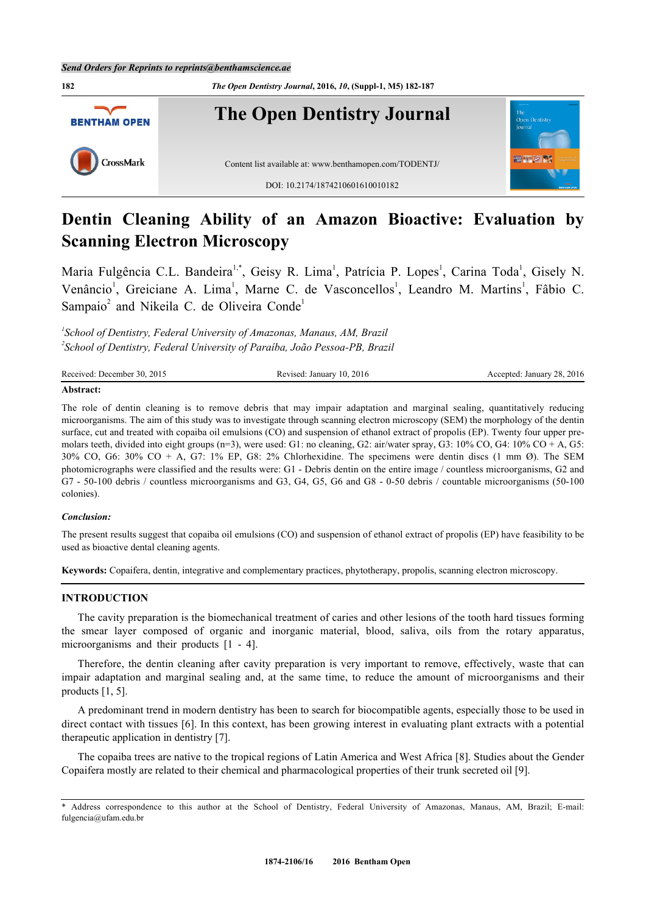# Dentin Cleaning Ability of an Amazon Bioactive: Evaluation by Scanning Electron Microscopy

Maria Fulgência C.L. Bandeira[1,*], Geisy R. Lima[1], Patrícia P. Lopes[1], Carina Toda[1], Gisely N. Venâncio[1], Greiciane A. Lima[1], Marne C. de Vasconcellos[1], Leandro M. Martins[1], Fâbio C. Sampaio[2] and Nikeila C. de Oliveira Conde[1]

[1]*School of Dentistry, Federal University of Amazonas, Manaus, AM, Brazil*
[2]*School of Dentistry, Federal University of Paraíba, João Pessoa-PB, Brazil*

Received: December 30, 2015 Revised: January 10, 2016 Accepted: January 28, 2016

**Abstract:**

The role of dentin cleaning is to remove debris that may impair adaptation and marginal sealing, quantitatively reducing microorganisms. The aim of this study was to investigate through scanning electron microscopy (SEM) the morphology of the dentin surface, cut and treated with copaiba oil emulsions (CO) and suspension of ethanol extract of propolis (EP). Twenty four upper pre-molars teeth, divided into eight groups (n=3), were used: G1: no cleaning, G2: air/water spray, G3: 10% CO, G4: 10% CO + A, G5: 30% CO, G6: 30% CO + A, G7: 1% EP, G8: 2% Chlorhexidine. The specimens were dentin discs (1 mm Ø). The SEM photomicrographs were classified and the results were: G1 - Debris dentin on the entire image / countless microorganisms, G2 and G7 - 50-100 debris / countless microorganisms and G3, G4, G5, G6 and G8 - 0-50 debris / countable microorganisms (50-100 colonies).

***Conclusion:***

The present results suggest that copaiba oil emulsions (CO) and suspension of ethanol extract of propolis (EP) have feasibility to be used as bioactive dental cleaning agents.

**Keywords:** Copaifera, dentin, integrative and complementary practices, phytotherapy, propolis, scanning electron microscopy.

## INTRODUCTION

The cavity preparation is the biomechanical treatment of caries and other lesions of the tooth hard tissues forming the smear layer composed of organic and inorganic material, blood, saliva, oils from the rotary apparatus, microorganisms and their products [1 - 4].

Therefore, the dentin cleaning after cavity preparation is very important to remove, effectively, waste that can impair adaptation and marginal sealing and, at the same time, to reduce the amount of microorganisms and their products [1, 5].

A predominant trend in modern dentistry has been to search for biocompatible agents, especially those to be used in direct contact with tissues [6]. In this context, has been growing interest in evaluating plant extracts with a potential therapeutic application in dentistry [7].

The copaiba trees are native to the tropical regions of Latin America and West Africa [8]. Studies about the Gender Copaifera mostly are related to their chemical and pharmacological properties of their trunk secreted oil [9].

\* Address correspondence to this author at the School of Dentistry, Federal University of Amazonas, Manaus, AM, Brazil; E-mail: fulgencia@ufam.edu.br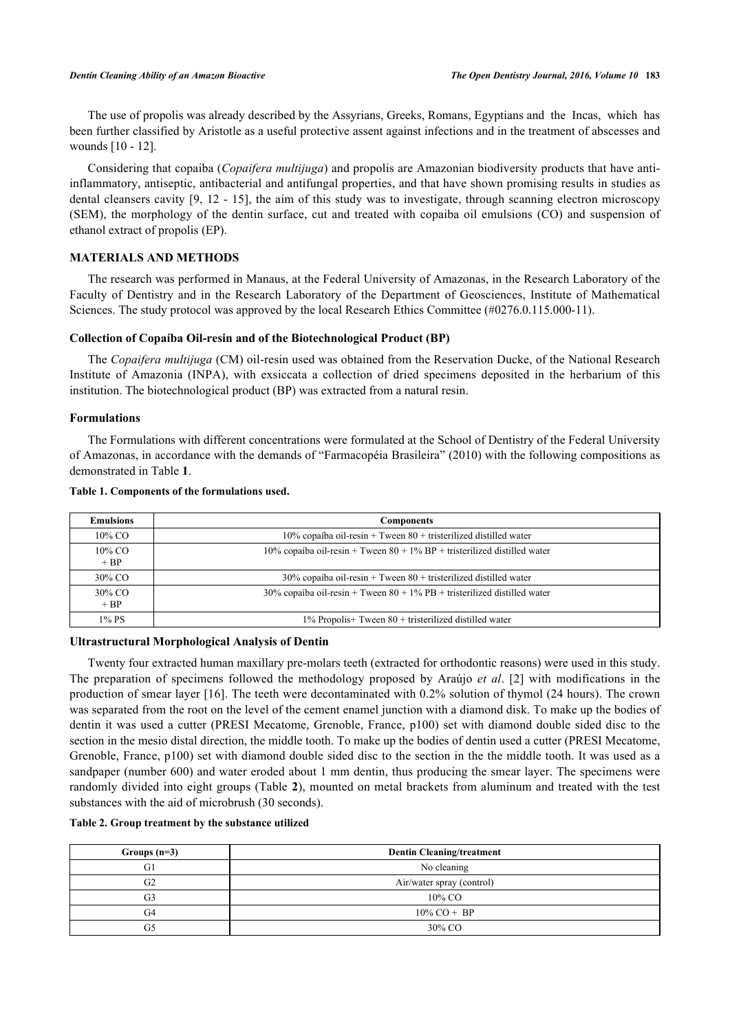The use of propolis was already described by the Assyrians, Greeks, Romans, Egyptians and the Incas, which has been further classified by Aristotle as a useful protective assent against infections and in the treatment of abscesses and wounds [10 - 12].

Considering that copaiba (*Copaifera multijuga*) and propolis are Amazonian biodiversity products that have anti-inflammatory, antiseptic, antibacterial and antifungal properties, and that have shown promising results in studies as dental cleansers cavity [9, 12 - 15], the aim of this study was to investigate, through scanning electron microscopy (SEM), the morphology of the dentin surface, cut and treated with copaiba oil emulsions (CO) and suspension of ethanol extract of propolis (EP).

## MATERIALS AND METHODS

The research was performed in Manaus, at the Federal University of Amazonas, in the Research Laboratory of the Faculty of Dentistry and in the Research Laboratory of the Department of Geosciences, Institute of Mathematical Sciences. The study protocol was approved by the local Research Ethics Committee (#0276.0.115.000-11).

### Collection of Copaíba Oil-resin and of the Biotechnological Product (BP)

The *Copaifera multijuga* (CM) oil-resin used was obtained from the Reservation Ducke, of the National Research Institute of Amazonia (INPA), with exsiccata a collection of dried specimens deposited in the herbarium of this institution. The biotechnological product (BP) was extracted from a natural resin.

### Formulations

The Formulations with different concentrations were formulated at the School of Dentistry of the Federal University of Amazonas, in accordance with the demands of "Farmacopéia Brasileira" (2010) with the following compositions as demonstrated in Table **1**.

**Table 1. Components of the formulations used.**

| Emulsions | Components |
|---|---|
| 10% CO | 10% copaíba oil-resin + Tween 80 + tristerilized distilled water |
| 10% CO + BP | 10% copaíba oil-resin + Tween 80 + 1% BP + tristerilized distilled water |
| 30% CO | 30% copaíba oil-resin + Tween 80 + tristerilized distilled water |
| 30% CO + BP | 30% copaíba oil-resin + Tween 80 + 1% PB + tristerilized distilled water |
| 1% PS | 1% Propolis+ Tween 80 + tristerilized distilled water |

### Ultrastructural Morphological Analysis of Dentin

Twenty four extracted human maxillary pre-molars teeth (extracted for orthodontic reasons) were used in this study. The preparation of specimens followed the methodology proposed by Araújo *et al*. [2] with modifications in the production of smear layer [16]. The teeth were decontaminated with 0.2% solution of thymol (24 hours). The crown was separated from the root on the level of the cement enamel junction with a diamond disk. To make up the bodies of dentin it was used a cutter (PRESI Mecatome, Grenoble, France, p100) set with diamond double sided disc to the section in the mesio distal direction, the middle tooth. To make up the bodies of dentin used a cutter (PRESI Mecatome, Grenoble, France, p100) set with diamond double sided disc to the section in the the middle tooth. It was used as a sandpaper (number 600) and water eroded about 1 mm dentin, thus producing the smear layer. The specimens were randomly divided into eight groups (Table **2**), mounted on metal brackets from aluminum and treated with the test substances with the aid of microbrush (30 seconds).

**Table 2. Group treatment by the substance utilized**

| Groups (n=3) | Dentin Cleaning/treatment |
|---|---|
| G1 | No cleaning |
| G2 | Air/water spray (control) |
| G3 | 10% CO |
| G4 | 10% CO + BP |
| G5 | 30% CO |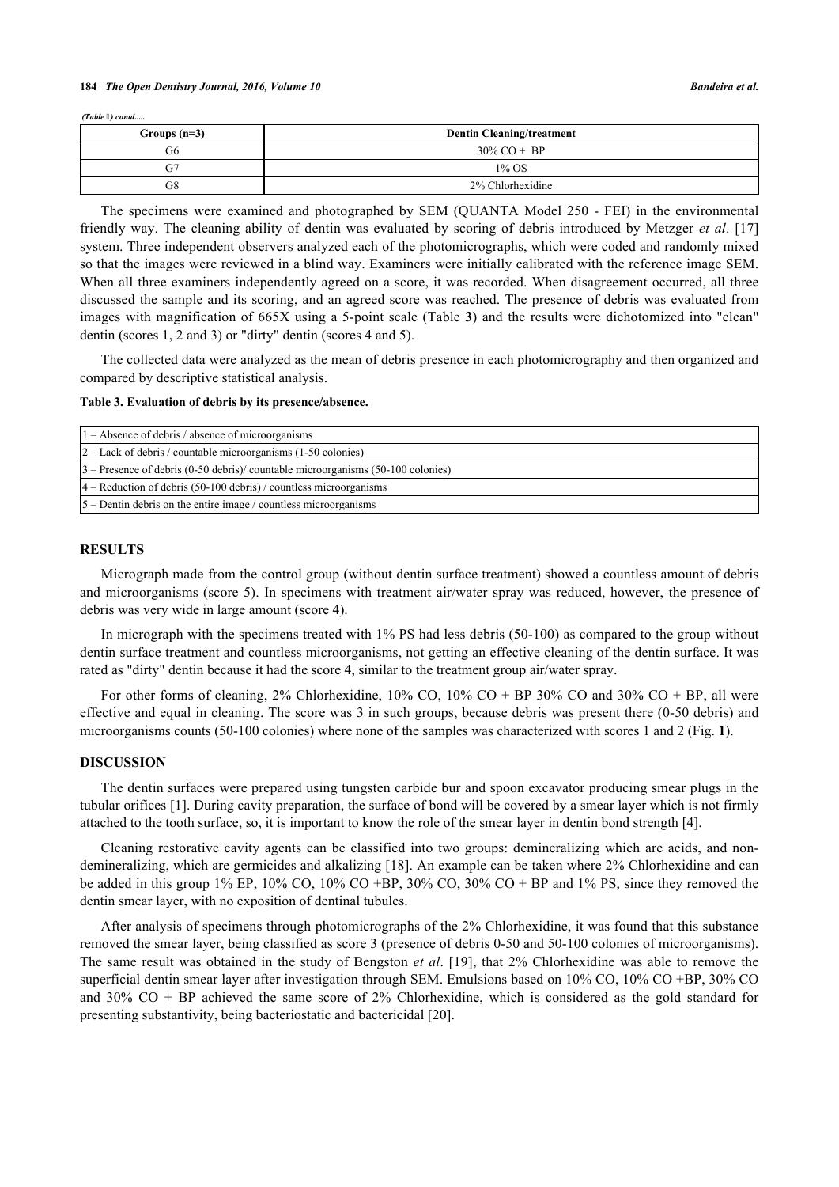*(Table 2) contd.....*

| Groups (n=3) | Dentin Cleaning/treatment |
|---|---|
| G6 | 30% CO + BP |
| G7 | 1% OS |
| G8 | 2% Chlorhexidine |

The specimens were examined and photographed by SEM (QUANTA Model 250 - FEI) in the environmental friendly way. The cleaning ability of dentin was evaluated by scoring of debris introduced by Metzger *et al*. [17] system. Three independent observers analyzed each of the photomicrographs, which were coded and randomly mixed so that the images were reviewed in a blind way. Examiners were initially calibrated with the reference image SEM. When all three examiners independently agreed on a score, it was recorded. When disagreement occurred, all three discussed the sample and its scoring, and an agreed score was reached. The presence of debris was evaluated from images with magnification of 665X using a 5-point scale (Table **3**) and the results were dichotomized into "clean" dentin (scores 1, 2 and 3) or "dirty" dentin (scores 4 and 5).

The collected data were analyzed as the mean of debris presence in each photomicrography and then organized and compared by descriptive statistical analysis.

**Table 3. Evaluation of debris by its presence/absence.**

| |
|---|
| 1 – Absence of debris / absence of microorganisms |
| 2 – Lack of debris / countable microorganisms (1-50 colonies) |
| 3 – Presence of debris (0-50 debris)/ countable microorganisms (50-100 colonies) |
| 4 – Reduction of debris (50-100 debris) / countless microorganisms |
| 5 – Dentin debris on the entire image / countless microorganisms |

## RESULTS

Micrograph made from the control group (without dentin surface treatment) showed a countless amount of debris and microorganisms (score 5). In specimens with treatment air/water spray was reduced, however, the presence of debris was very wide in large amount (score 4).

In micrograph with the specimens treated with 1% PS had less debris (50-100) as compared to the group without dentin surface treatment and countless microorganisms, not getting an effective cleaning of the dentin surface. It was rated as "dirty" dentin because it had the score 4, similar to the treatment group air/water spray.

For other forms of cleaning, 2% Chlorhexidine, 10% CO, 10% CO + BP 30% CO and 30% CO + BP, all were effective and equal in cleaning. The score was 3 in such groups, because debris was present there (0-50 debris) and microorganisms counts (50-100 colonies) where none of the samples was characterized with scores 1 and 2 (Fig. **1**).

## DISCUSSION

The dentin surfaces were prepared using tungsten carbide bur and spoon excavator producing smear plugs in the tubular orifices [1]. During cavity preparation, the surface of bond will be covered by a smear layer which is not firmly attached to the tooth surface, so, it is important to know the role of the smear layer in dentin bond strength [4].

Cleaning restorative cavity agents can be classified into two groups: demineralizing which are acids, and non-demineralizing, which are germicides and alkalizing [18]. An example can be taken where 2% Chlorhexidine and can be added in this group 1% EP, 10% CO, 10% CO +BP, 30% CO, 30% CO + BP and 1% PS, since they removed the dentin smear layer, with no exposition of dentinal tubules.

After analysis of specimens through photomicrographs of the 2% Chlorhexidine, it was found that this substance removed the smear layer, being classified as score 3 (presence of debris 0-50 and 50-100 colonies of microorganisms). The same result was obtained in the study of Bengston *et al*. [19], that 2% Chlorhexidine was able to remove the superficial dentin smear layer after investigation through SEM. Emulsions based on 10% CO, 10% CO +BP, 30% CO and 30% CO + BP achieved the same score of 2% Chlorhexidine, which is considered as the gold standard for presenting substantivity, being bacteriostatic and bactericidal [20].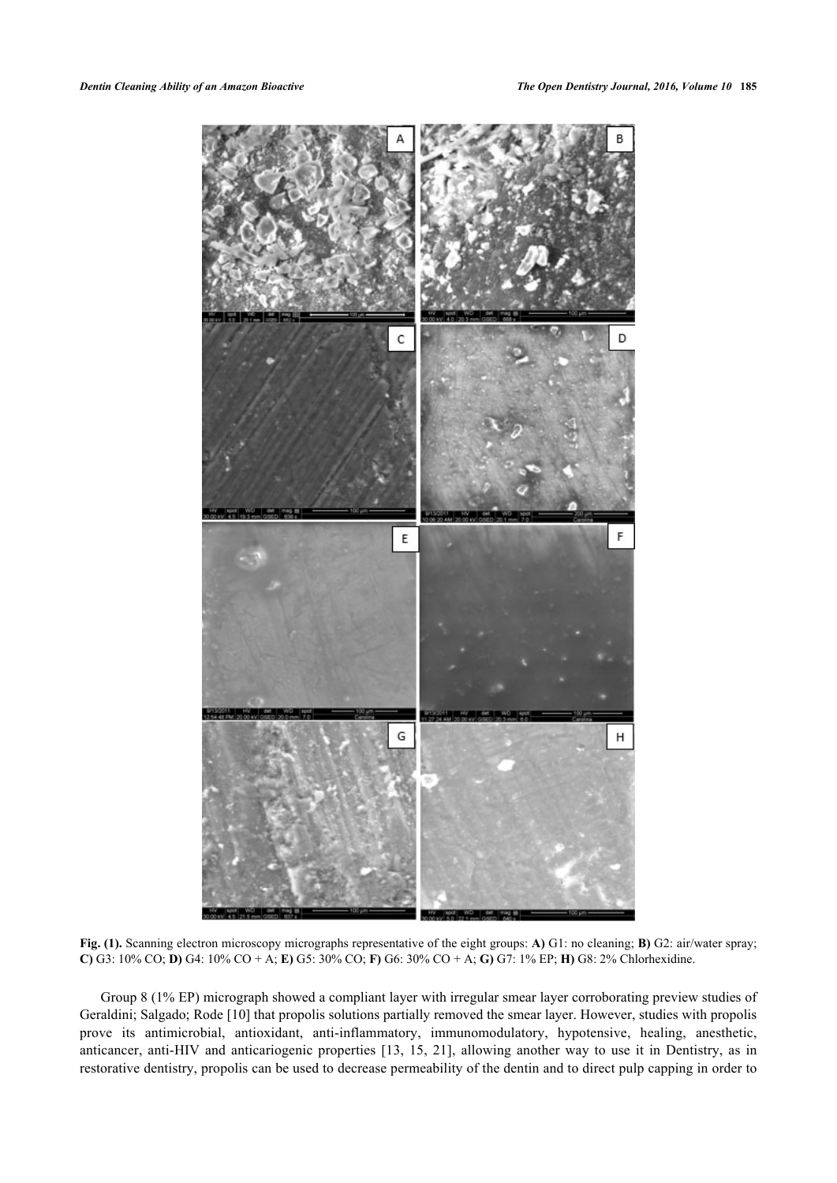Fig. (1). Scanning electron microscopy micrographs representative of the eight groups: **A)** G1: no cleaning; **B)** G2: air/water spray; **C)** G3: 10% CO; **D)** G4: 10% CO + A; **E)** G5: 30% CO; **F)** G6: 30% CO + A; **G)** G7: 1% EP; **H)** G8: 2% Chlorhexidine.

Group 8 (1% EP) micrograph showed a compliant layer with irregular smear layer corroborating preview studies of Geraldini; Salgado; Rode [10] that propolis solutions partially removed the smear layer. However, studies with propolis prove its antimicrobial, antioxidant, anti-inflammatory, immunomodulatory, hypotensive, healing, anesthetic, anticancer, anti-HIV and anticariogenic properties [13, 15, 21], allowing another way to use it in Dentistry, as in restorative dentistry, propolis can be used to decrease permeability of the dentin and to direct pulp capping in order to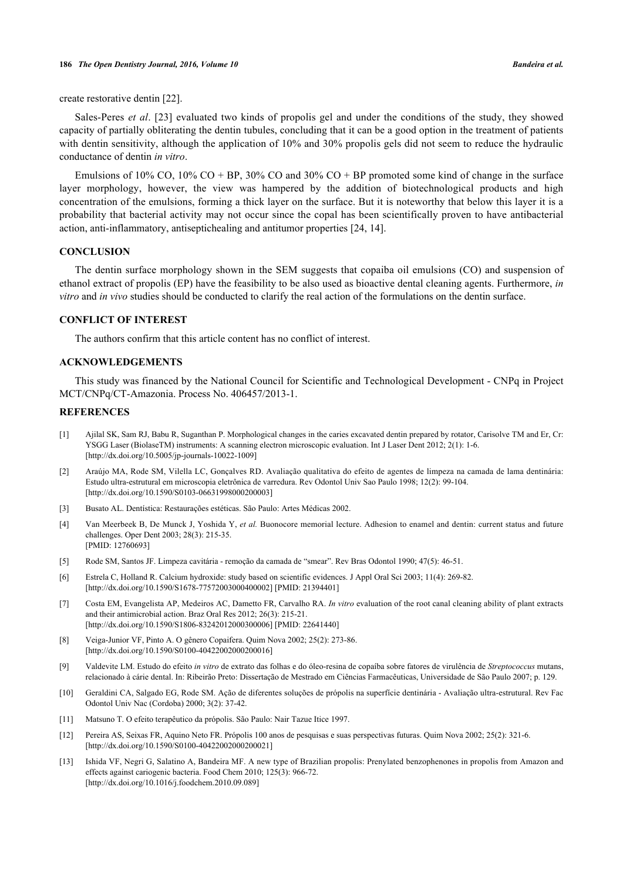create restorative dentin [22].

Sales-Peres *et al*. [23] evaluated two kinds of propolis gel and under the conditions of the study, they showed capacity of partially obliterating the dentin tubules, concluding that it can be a good option in the treatment of patients with dentin sensitivity, although the application of 10% and 30% propolis gels did not seem to reduce the hydraulic conductance of dentin *in vitro*.

Emulsions of 10% CO, 10% CO + BP, 30% CO and 30% CO + BP promoted some kind of change in the surface layer morphology, however, the view was hampered by the addition of biotechnological products and high concentration of the emulsions, forming a thick layer on the surface. But it is noteworthy that below this layer it is a probability that bacterial activity may not occur since the copal has been scientifically proven to have antibacterial action, anti-inflammatory, antisepticheling and antitumor properties [24, 14].

## CONCLUSION

The dentin surface morphology shown in the SEM suggests that copaiba oil emulsions (CO) and suspension of ethanol extract of propolis (EP) have the feasibility to be also used as bioactive dental cleaning agents. Furthermore, *in vitro* and *in vivo* studies should be conducted to clarify the real action of the formulations on the dentin surface.

## CONFLICT OF INTEREST

The authors confirm that this article content has no conflict of interest.

## ACKNOWLEDGEMENTS

This study was financed by the National Council for Scientific and Technological Development - CNPq in Project MCT/CNPq/CT-Amazonia. Process No. 406457/2013-1.

## REFERENCES

[1] Ajilal SK, Sam RJ, Babu R, Suganthan P. Morphological changes in the caries excavated dentin prepared by rotator, Carisolve TM and Er, Cr: YSGG Laser (BiolaseTM) instruments: A scanning electron microscopic evaluation. Int J Laser Dent 2012; 2(1): 1-6. [http://dx.doi.org/10.5005/jp-journals-10022-1009]

[2] Araújo MA, Rode SM, Vilella LC, Gonçalves RD. Avaliação qualitativa do efeito de agentes de limpeza na camada de lama dentinária: Estudo ultra-estrutural em microscopia eletrônica de varredura. Rev Odontol Univ Sao Paulo 1998; 12(2): 99-104. [http://dx.doi.org/10.1590/S0103-06631998000200003]

[3] Busato AL. Dentística: Restaurações estéticas. São Paulo: Artes Médicas 2002.

[4] Van Meerbeek B, De Munck J, Yoshida Y, *et al.* Buonocore memorial lecture. Adhesion to enamel and dentin: current status and future challenges. Oper Dent 2003; 28(3): 215-35. [PMID: 12760693]

[5] Rode SM, Santos JF. Limpeza cavitária - remoção da camada de "smear". Rev Bras Odontol 1990; 47(5): 46-51.

[6] Estrela C, Holland R. Calcium hydroxide: study based on scientific evidences. J Appl Oral Sci 2003; 11(4): 269-82. [http://dx.doi.org/10.1590/S1678-77572003000400002] [PMID: 21394401]

[7] Costa EM, Evangelista AP, Medeiros AC, Dametto FR, Carvalho RA. *In vitro* evaluation of the root canal cleaning ability of plant extracts and their antimicrobial action. Braz Oral Res 2012; 26(3): 215-21. [http://dx.doi.org/10.1590/S1806-83242012000300006] [PMID: 22641440]

[8] Veiga-Junior VF, Pinto A. O gênero Copaifera. Quim Nova 2002; 25(2): 273-86. [http://dx.doi.org/10.1590/S0100-40422002000200016]

[9] Valdevite LM. Estudo do efeito *in vitro* de extrato das folhas e do óleo-resina de copaíba sobre fatores de virulência de *Streptococcus* mutans, relacionado à cárie dental. In: Ribeirão Preto: Dissertação de Mestrado em Ciências Farmacêuticas, Universidade de São Paulo 2007; p. 129.

[10] Geraldini CA, Salgado EG, Rode SM. Ação de diferentes soluções de própolis na superfície dentinária - Avaliação ultra-estrutural. Rev Fac Odontol Univ Nac (Cordoba) 2000; 3(2): 37-42.

[11] Matsuno T. O efeito terapêutico da própolis. São Paulo: Nair Tazue Itice 1997.

[12] Pereira AS, Seixas FR, Aquino Neto FR. Própolis 100 anos de pesquisas e suas perspectivas futuras. Quim Nova 2002; 25(2): 321-6. [http://dx.doi.org/10.1590/S0100-40422002000200021]

[13] Ishida VF, Negri G, Salatino A, Bandeira MF. A new type of Brazilian propolis: Prenylated benzophenones in propolis from Amazon and effects against cariogenic bacteria. Food Chem 2010; 125(3): 966-72. [http://dx.doi.org/10.1016/j.foodchem.2010.09.089]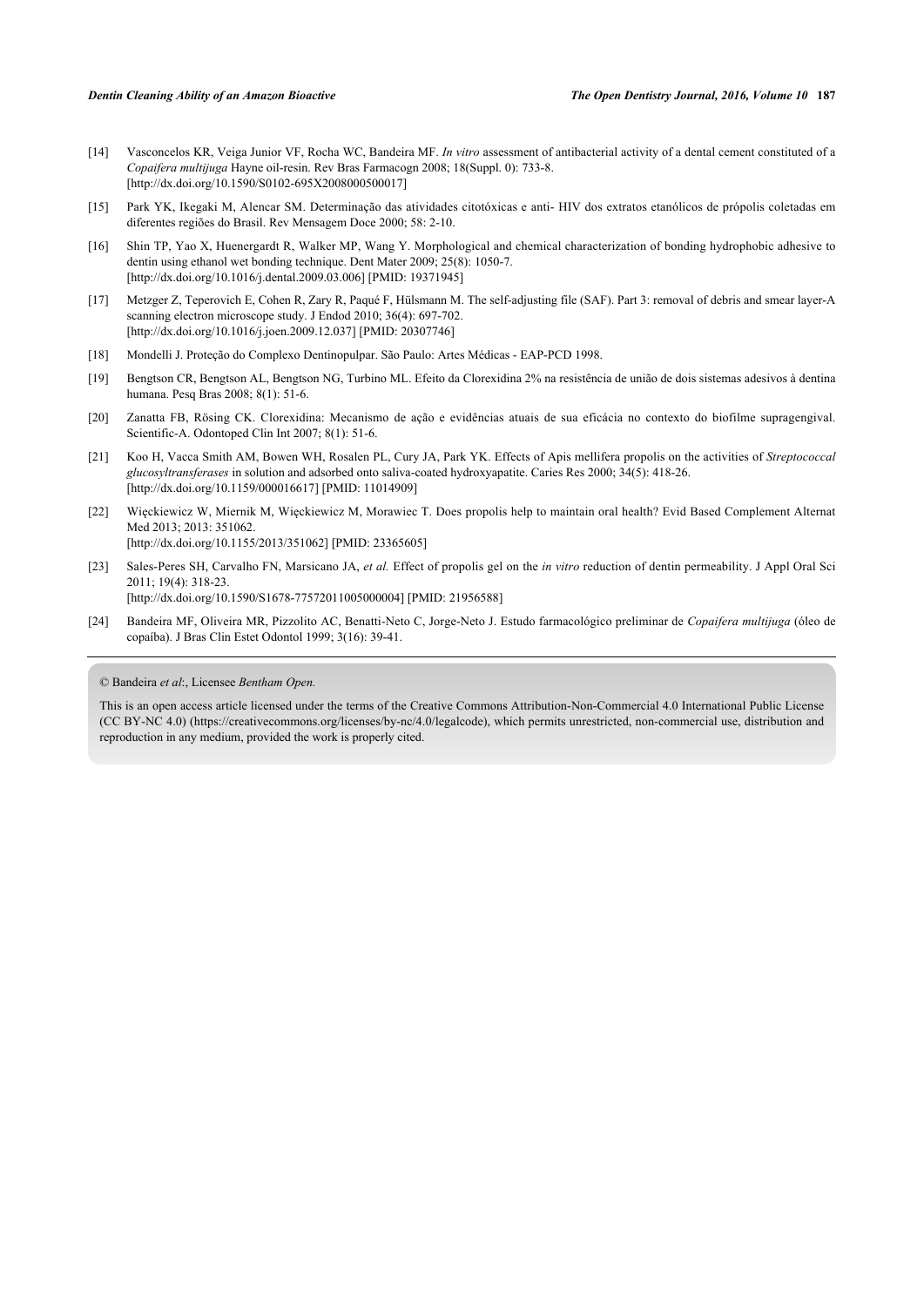[14] Vasconcelos KR, Veiga Junior VF, Rocha WC, Bandeira MF. *In vitro* assessment of antibacterial activity of a dental cement constituted of a *Copaifera multijuga* Hayne oil-resin. Rev Bras Farmacogn 2008; 18(Suppl. 0): 733-8. [http://dx.doi.org/10.1590/S0102-695X2008000500017]

[15] Park YK, Ikegaki M, Alencar SM. Determinação das atividades citotóxicas e anti- HIV dos extratos etanólicos de própolis coletadas em diferentes regiões do Brasil. Rev Mensagem Doce 2000; 58: 2-10.

[16] Shin TP, Yao X, Huenergardt R, Walker MP, Wang Y. Morphological and chemical characterization of bonding hydrophobic adhesive to dentin using ethanol wet bonding technique. Dent Mater 2009; 25(8): 1050-7. [http://dx.doi.org/10.1016/j.dental.2009.03.006] [PMID: 19371945]

[17] Metzger Z, Teperovich E, Cohen R, Zary R, Paqué F, Hülsmann M. The self-adjusting file (SAF). Part 3: removal of debris and smear layer-A scanning electron microscope study. J Endod 2010; 36(4): 697-702. [http://dx.doi.org/10.1016/j.joen.2009.12.037] [PMID: 20307746]

[18] Mondelli J. Proteção do Complexo Dentinopulpar. São Paulo: Artes Médicas - EAP-PCD 1998.

[19] Bengtson CR, Bengtson AL, Bengtson NG, Turbino ML. Efeito da Clorexidina 2% na resistência de união de dois sistemas adesivos à dentina humana. Pesq Bras 2008; 8(1): 51-6.

[20] Zanatta FB, Rösing CK. Clorexidina: Mecanismo de ação e evidências atuais de sua eficácia no contexto do biofilme supragengival. Scientific-A. Odontoped Clin Int 2007; 8(1): 51-6.

[21] Koo H, Vacca Smith AM, Bowen WH, Rosalen PL, Cury JA, Park YK. Effects of Apis mellifera propolis on the activities of *Streptococcal glucosyltransferases* in solution and adsorbed onto saliva-coated hydroxyapatite. Caries Res 2000; 34(5): 418-26. [http://dx.doi.org/10.1159/000016617] [PMID: 11014909]

[22] Więckiewicz W, Miernik M, Więckiewicz M, Morawiec T. Does propolis help to maintain oral health? Evid Based Complement Alternat Med 2013; 2013: 351062. [http://dx.doi.org/10.1155/2013/351062] [PMID: 23365605]

[23] Sales-Peres SH, Carvalho FN, Marsicano JA, *et al.* Effect of propolis gel on the *in vitro* reduction of dentin permeability. J Appl Oral Sci 2011; 19(4): 318-23. [http://dx.doi.org/10.1590/S1678-77572011005000004] [PMID: 21956588]

[24] Bandeira MF, Oliveira MR, Pizzolito AC, Benatti-Neto C, Jorge-Neto J. Estudo farmacológico preliminar de *Copaifera multijuga* (óleo de copaíba). J Bras Clin Estet Odontol 1999; 3(16): 39-41.

© Bandeira *et al*:, Licensee *Bentham Open.*

This is an open access article licensed under the terms of the Creative Commons Attribution-Non-Commercial 4.0 International Public License (CC BY-NC 4.0) (https://creativecommons.org/licenses/by-nc/4.0/legalcode), which permits unrestricted, non-commercial use, distribution and reproduction in any medium, provided the work is properly cited.